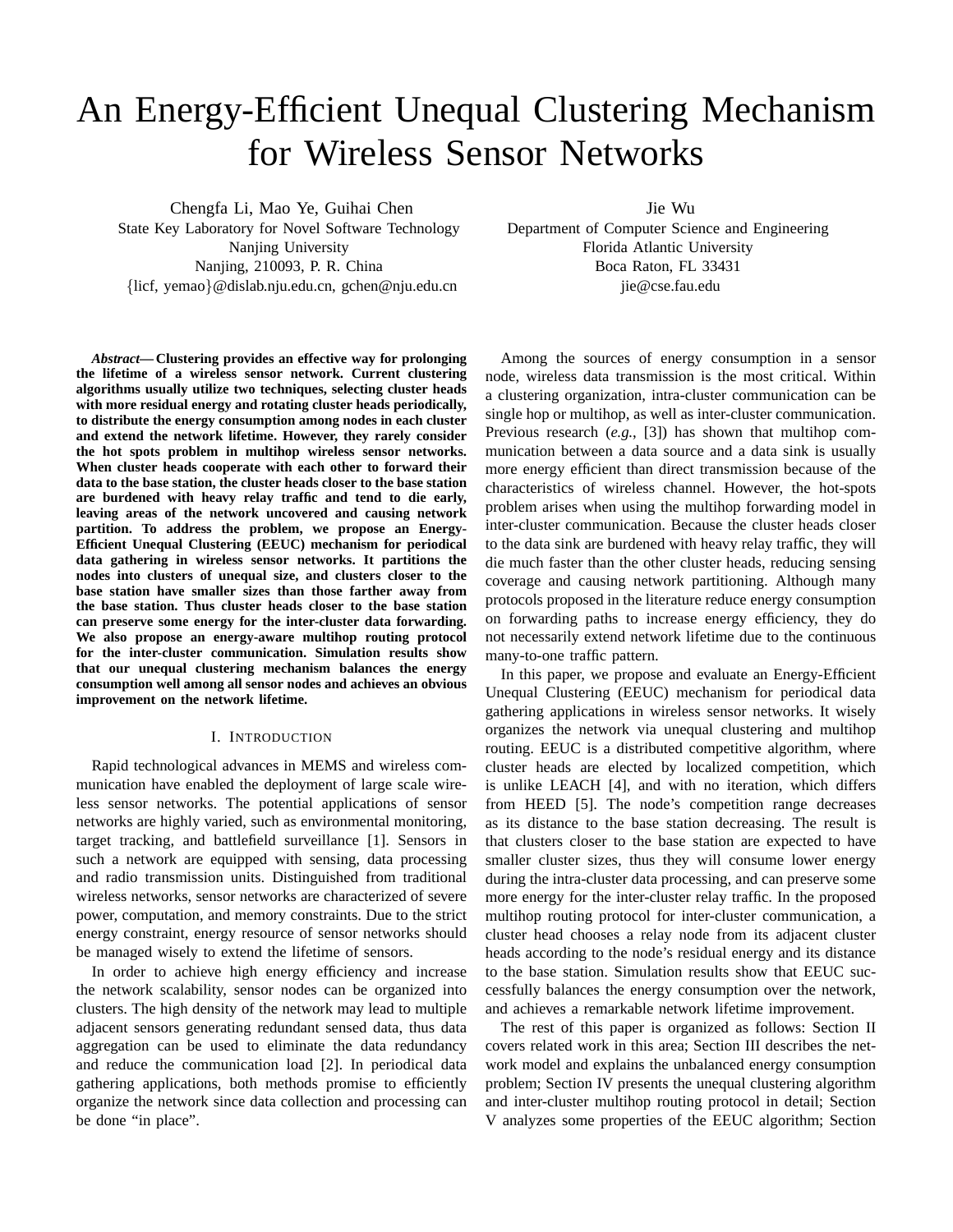# An Energy-Efficient Unequal Clustering Mechanism for Wireless Sensor Networks

Chengfa Li, Mao Ye, Guihai Chen
State Key Laboratory for Novel Software Technology
Nanjing University
Nanjing, 210093, P. R. China
{licf, yemao}@dislab.nju.edu.cn, gchen@nju.edu.cn

Jie Wu
Department of Computer Science and Engineering
Florida Atlantic University
Boca Raton, FL 33431
jie@cse.fau.edu

***Abstract*— Clustering provides an effective way for prolonging the lifetime of a wireless sensor network. Current clustering algorithms usually utilize two techniques, selecting cluster heads with more residual energy and rotating cluster heads periodically, to distribute the energy consumption among nodes in each cluster and extend the network lifetime. However, they rarely consider the hot spots problem in multihop wireless sensor networks. When cluster heads cooperate with each other to forward their data to the base station, the cluster heads closer to the base station are burdened with heavy relay traffic and tend to die early, leaving areas of the network uncovered and causing network partition. To address the problem, we propose an Energy-Efficient Unequal Clustering (EEUC) mechanism for periodical data gathering in wireless sensor networks. It partitions the nodes into clusters of unequal size, and clusters closer to the base station have smaller sizes than those farther away from the base station. Thus cluster heads closer to the base station can preserve some energy for the inter-cluster data forwarding. We also propose an energy-aware multihop routing protocol for the inter-cluster communication. Simulation results show that our unequal clustering mechanism balances the energy consumption well among all sensor nodes and achieves an obvious improvement on the network lifetime.**

## I. Introduction

Rapid technological advances in MEMS and wireless communication have enabled the deployment of large scale wireless sensor networks. The potential applications of sensor networks are highly varied, such as environmental monitoring, target tracking, and battlefield surveillance [1]. Sensors in such a network are equipped with sensing, data processing and radio transmission units. Distinguished from traditional wireless networks, sensor networks are characterized of severe power, computation, and memory constraints. Due to the strict energy constraint, energy resource of sensor networks should be managed wisely to extend the lifetime of sensors.

In order to achieve high energy efficiency and increase the network scalability, sensor nodes can be organized into clusters. The high density of the network may lead to multiple adjacent sensors generating redundant sensed data, thus data aggregation can be used to eliminate the data redundancy and reduce the communication load [2]. In periodical data gathering applications, both methods promise to efficiently organize the network since data collection and processing can be done "in place".

Among the sources of energy consumption in a sensor node, wireless data transmission is the most critical. Within a clustering organization, intra-cluster communication can be single hop or multihop, as well as inter-cluster communication. Previous research (*e.g.*, [3]) has shown that multihop communication between a data source and a data sink is usually more energy efficient than direct transmission because of the characteristics of wireless channel. However, the hot-spots problem arises when using the multihop forwarding model in inter-cluster communication. Because the cluster heads closer to the data sink are burdened with heavy relay traffic, they will die much faster than the other cluster heads, reducing sensing coverage and causing network partitioning. Although many protocols proposed in the literature reduce energy consumption on forwarding paths to increase energy efficiency, they do not necessarily extend network lifetime due to the continuous many-to-one traffic pattern.

In this paper, we propose and evaluate an Energy-Efficient Unequal Clustering (EEUC) mechanism for periodical data gathering applications in wireless sensor networks. It wisely organizes the network via unequal clustering and multihop routing. EEUC is a distributed competitive algorithm, where cluster heads are elected by localized competition, which is unlike LEACH [4], and with no iteration, which differs from HEED [5]. The node's competition range decreases as its distance to the base station decreasing. The result is that clusters closer to the base station are expected to have smaller cluster sizes, thus they will consume lower energy during the intra-cluster data processing, and can preserve some more energy for the inter-cluster relay traffic. In the proposed multihop routing protocol for inter-cluster communication, a cluster head chooses a relay node from its adjacent cluster heads according to the node's residual energy and its distance to the base station. Simulation results show that EEUC successfully balances the energy consumption over the network, and achieves a remarkable network lifetime improvement.

The rest of this paper is organized as follows: Section II covers related work in this area; Section III describes the network model and explains the unbalanced energy consumption problem; Section IV presents the unequal clustering algorithm and inter-cluster multihop routing protocol in detail; Section V analyzes some properties of the EEUC algorithm; Section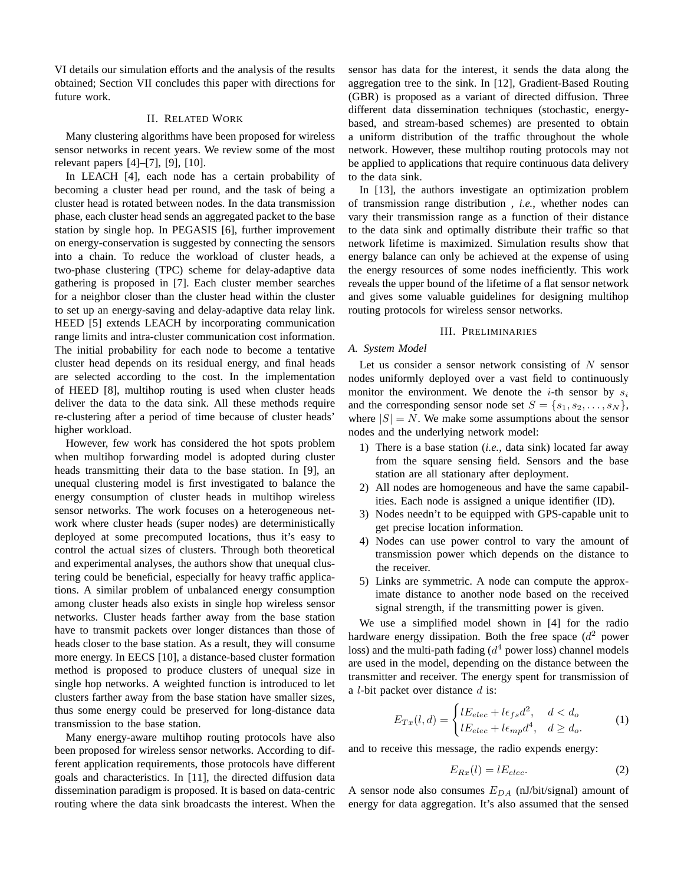VI details our simulation efforts and the analysis of the results obtained; Section VII concludes this paper with directions for future work.

## II. Related Work

Many clustering algorithms have been proposed for wireless sensor networks in recent years. We review some of the most relevant papers [4]–[7], [9], [10].

In LEACH [4], each node has a certain probability of becoming a cluster head per round, and the task of being a cluster head is rotated between nodes. In the data transmission phase, each cluster head sends an aggregated packet to the base station by single hop. In PEGASIS [6], further improvement on energy-conservation is suggested by connecting the sensors into a chain. To reduce the workload of cluster heads, a two-phase clustering (TPC) scheme for delay-adaptive data gathering is proposed in [7]. Each cluster member searches for a neighbor closer than the cluster head within the cluster to set up an energy-saving and delay-adaptive data relay link. HEED [5] extends LEACH by incorporating communication range limits and intra-cluster communication cost information. The initial probability for each node to become a tentative cluster head depends on its residual energy, and final heads are selected according to the cost. In the implementation of HEED [8], multihop routing is used when cluster heads deliver the data to the data sink. All these methods require re-clustering after a period of time because of cluster heads' higher workload.

However, few work has considered the hot spots problem when multihop forwarding model is adopted during cluster heads transmitting their data to the base station. In [9], an unequal clustering model is first investigated to balance the energy consumption of cluster heads in multihop wireless sensor networks. The work focuses on a heterogeneous network where cluster heads (super nodes) are deterministically deployed at some precomputed locations, thus it's easy to control the actual sizes of clusters. Through both theoretical and experimental analyses, the authors show that unequal clustering could be beneficial, especially for heavy traffic applications. A similar problem of unbalanced energy consumption among cluster heads also exists in single hop wireless sensor networks. Cluster heads farther away from the base station have to transmit packets over longer distances than those of heads closer to the base station. As a result, they will consume more energy. In EECS [10], a distance-based cluster formation method is proposed to produce clusters of unequal size in single hop networks. A weighted function is introduced to let clusters farther away from the base station have smaller sizes, thus some energy could be preserved for long-distance data transmission to the base station.

Many energy-aware multihop routing protocols have also been proposed for wireless sensor networks. According to different application requirements, those protocols have different goals and characteristics. In [11], the directed diffusion data dissemination paradigm is proposed. It is based on data-centric routing where the data sink broadcasts the interest. When the sensor has data for the interest, it sends the data along the aggregation tree to the sink. In [12], Gradient-Based Routing (GBR) is proposed as a variant of directed diffusion. Three different data dissemination techniques (stochastic, energy-based, and stream-based schemes) are presented to obtain a uniform distribution of the traffic throughout the whole network. However, these multihop routing protocols may not be applied to applications that require continuous data delivery to the data sink.

In [13], the authors investigate an optimization problem of transmission range distribution , *i.e.*, whether nodes can vary their transmission range as a function of their distance to the data sink and optimally distribute their traffic so that network lifetime is maximized. Simulation results show that energy balance can only be achieved at the expense of using the energy resources of some nodes inefficiently. This work reveals the upper bound of the lifetime of a flat sensor network and gives some valuable guidelines for designing multihop routing protocols for wireless sensor networks.

## III. Preliminaries

### A. System Model

Let us consider a sensor network consisting of $N$ sensor nodes uniformly deployed over a vast field to continuously monitor the environment. We denote the $i$-th sensor by $s_i$ and the corresponding sensor node set $S = \{s_1, s_2, \ldots, s_N\}$, where $|S| = N$. We make some assumptions about the sensor nodes and the underlying network model:

1) There is a base station (*i.e.*, data sink) located far away from the square sensing field. Sensors and the base station are all stationary after deployment.
2) All nodes are homogeneous and have the same capabilities. Each node is assigned a unique identifier (ID).
3) Nodes needn't to be equipped with GPS-capable unit to get precise location information.
4) Nodes can use power control to vary the amount of transmission power which depends on the distance to the receiver.
5) Links are symmetric. A node can compute the approximate distance to another node based on the received signal strength, if the transmitting power is given.

We use a simplified model shown in [4] for the radio hardware energy dissipation. Both the free space ($d^2$ power loss) and the multi-path fading ($d^4$ power loss) channel models are used in the model, depending on the distance between the transmitter and receiver. The energy spent for transmission of a $l$-bit packet over distance $d$ is:

$$E_{Tx}(l,d) = \begin{cases} lE_{elec} + l\epsilon_{fs}d^2, & d < d_o \\ lE_{elec} + l\epsilon_{mp}d^4, & d \geq d_o. \end{cases} \tag{1}$$

and to receive this message, the radio expends energy:

$$E_{Rx}(l) = lE_{elec}. \tag{2}$$

A sensor node also consumes $E_{DA}$ (nJ/bit/signal) amount of energy for data aggregation. It's also assumed that the sensed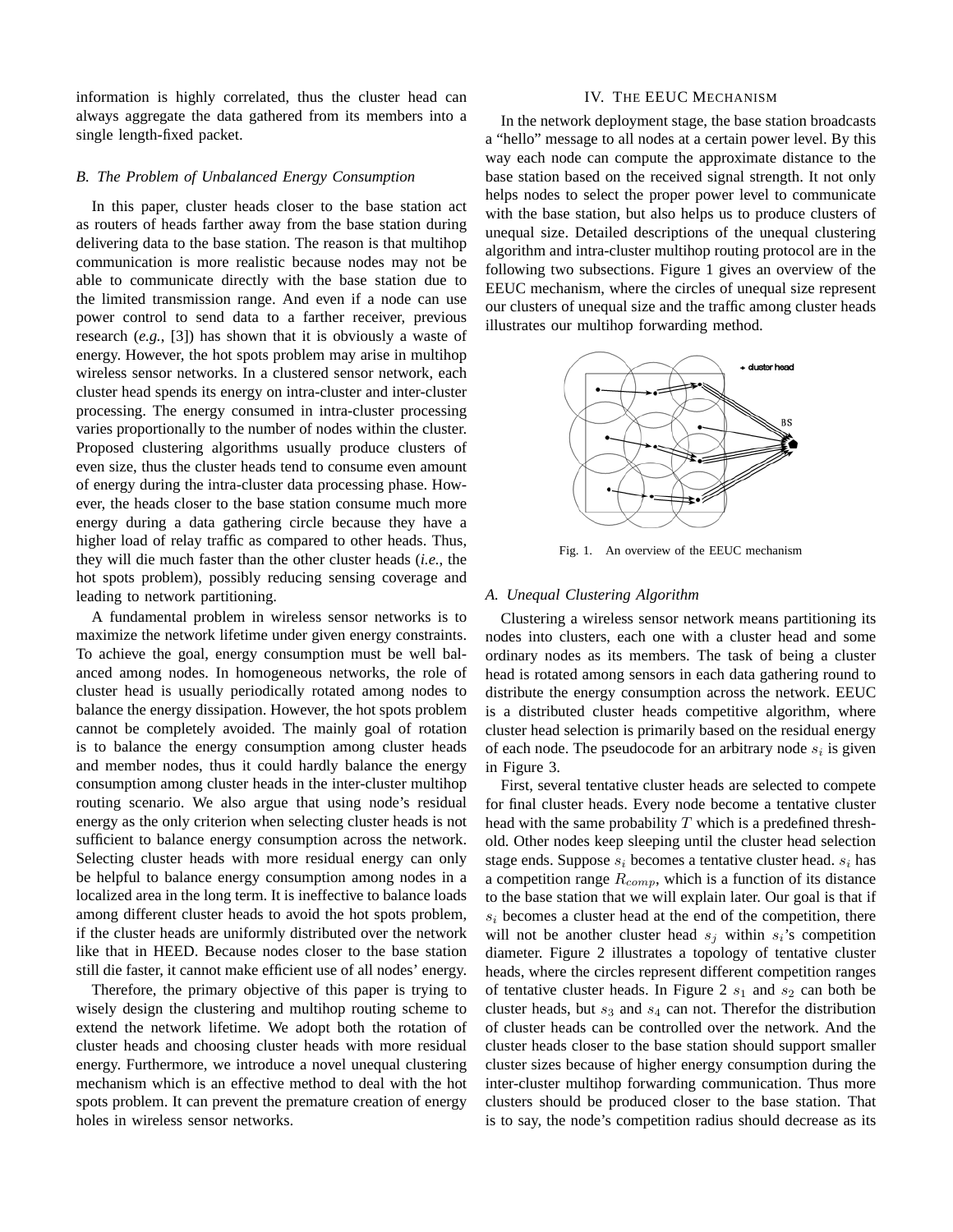information is highly correlated, thus the cluster head can always aggregate the data gathered from its members into a single length-fixed packet.

### B. The Problem of Unbalanced Energy Consumption

In this paper, cluster heads closer to the base station act as routers of heads farther away from the base station during delivering data to the base station. The reason is that multihop communication is more realistic because nodes may not be able to communicate directly with the base station due to the limited transmission range. And even if a node can use power control to send data to a farther receiver, previous research (*e.g.,* [3]) has shown that it is obviously a waste of energy. However, the hot spots problem may arise in multihop wireless sensor networks. In a clustered sensor network, each cluster head spends its energy on intra-cluster and inter-cluster processing. The energy consumed in intra-cluster processing varies proportionally to the number of nodes within the cluster. Proposed clustering algorithms usually produce clusters of even size, thus the cluster heads tend to consume even amount of energy during the intra-cluster data processing phase. However, the heads closer to the base station consume much more energy during a data gathering circle because they have a higher load of relay traffic as compared to other heads. Thus, they will die much faster than the other cluster heads (*i.e.,* the hot spots problem), possibly reducing sensing coverage and leading to network partitioning.

A fundamental problem in wireless sensor networks is to maximize the network lifetime under given energy constraints. To achieve the goal, energy consumption must be well balanced among nodes. In homogeneous networks, the role of cluster head is usually periodically rotated among nodes to balance the energy dissipation. However, the hot spots problem cannot be completely avoided. The mainly goal of rotation is to balance the energy consumption among cluster heads and member nodes, thus it could hardly balance the energy consumption among cluster heads in the inter-cluster multihop routing scenario. We also argue that using node's residual energy as the only criterion when selecting cluster heads is not sufficient to balance energy consumption across the network. Selecting cluster heads with more residual energy can only be helpful to balance energy consumption among nodes in a localized area in the long term. It is ineffective to balance loads among different cluster heads to avoid the hot spots problem, if the cluster heads are uniformly distributed over the network like that in HEED. Because nodes closer to the base station still die faster, it cannot make efficient use of all nodes' energy.

Therefore, the primary objective of this paper is trying to wisely design the clustering and multihop routing scheme to extend the network lifetime. We adopt both the rotation of cluster heads and choosing cluster heads with more residual energy. Furthermore, we introduce a novel unequal clustering mechanism which is an effective method to deal with the hot spots problem. It can prevent the premature creation of energy holes in wireless sensor networks.

## IV. The EEUC Mechanism

In the network deployment stage, the base station broadcasts a "hello" message to all nodes at a certain power level. By this way each node can compute the approximate distance to the base station based on the received signal strength. It not only helps nodes to select the proper power level to communicate with the base station, but also helps us to produce clusters of unequal size. Detailed descriptions of the unequal clustering algorithm and intra-cluster multihop routing protocol are in the following two subsections. Figure 1 gives an overview of the EEUC mechanism, where the circles of unequal size represent our clusters of unequal size and the traffic among cluster heads illustrates our multihop forwarding method.

Fig. 1. An overview of the EEUC mechanism

### A. Unequal Clustering Algorithm

Clustering a wireless sensor network means partitioning its nodes into clusters, each one with a cluster head and some ordinary nodes as its members. The task of being a cluster head is rotated among sensors in each data gathering round to distribute the energy consumption across the network. EEUC is a distributed cluster heads competitive algorithm, where cluster head selection is primarily based on the residual energy of each node. The pseudocode for an arbitrary node $s_i$ is given in Figure 3.

First, several tentative cluster heads are selected to compete for final cluster heads. Every node become a tentative cluster head with the same probability $T$ which is a predefined threshold. Other nodes keep sleeping until the cluster head selection stage ends. Suppose $s_i$ becomes a tentative cluster head. $s_i$ has a competition range $R_{comp}$, which is a function of its distance to the base station that we will explain later. Our goal is that if $s_i$ becomes a cluster head at the end of the competition, there will not be another cluster head $s_j$ within $s_i$'s competition diameter. Figure 2 illustrates a topology of tentative cluster heads, where the circles represent different competition ranges of tentative cluster heads. In Figure 2 $s_1$ and $s_2$ can both be cluster heads, but $s_3$ and $s_4$ can not. Therefor the distribution of cluster heads can be controlled over the network. And the cluster heads closer to the base station should support smaller cluster sizes because of higher energy consumption during the inter-cluster multihop forwarding communication. Thus more clusters should be produced closer to the base station. That is to say, the node's competition radius should decrease as its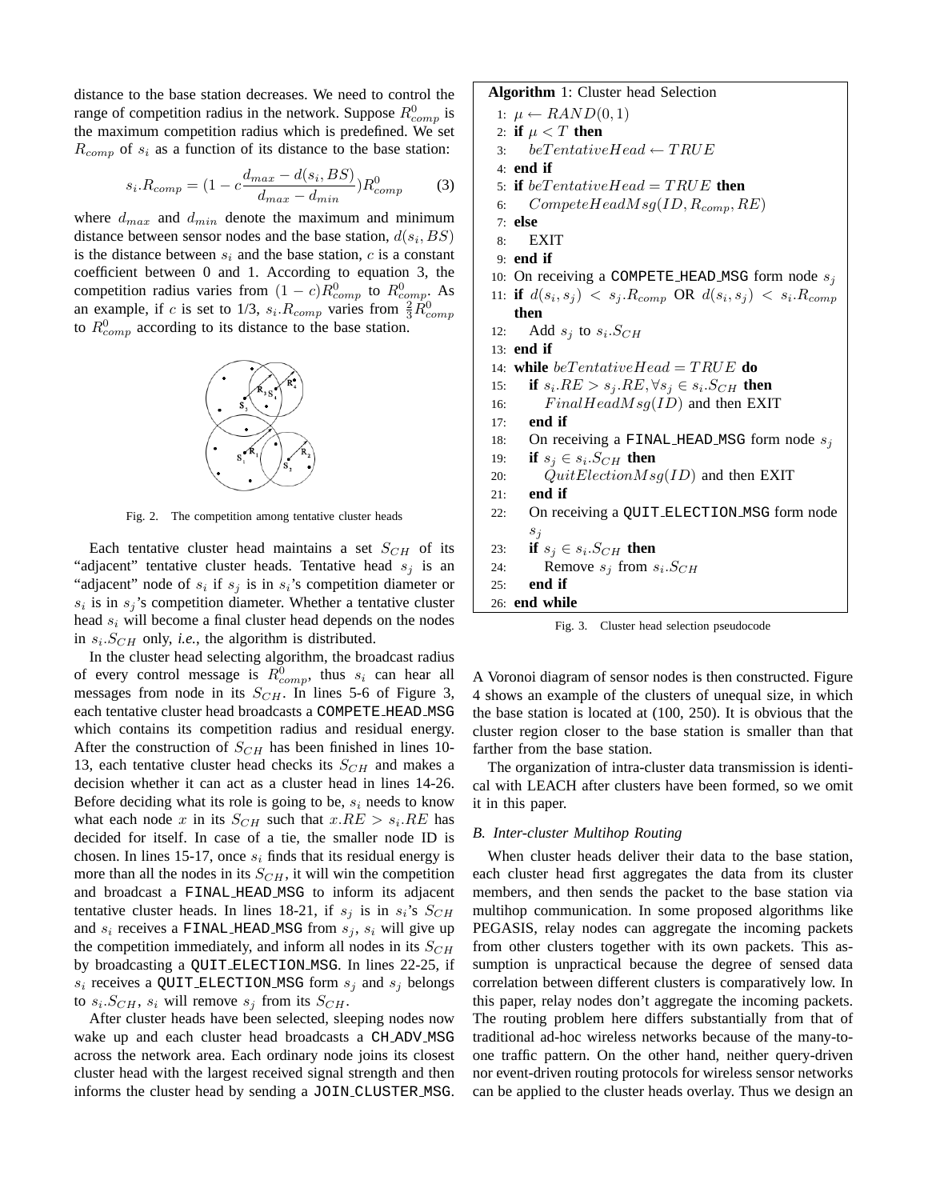distance to the base station decreases. We need to control the range of competition radius in the network. Suppose $R^0_{comp}$ is the maximum competition radius which is predefined. We set $R_{comp}$ of $s_i$ as a function of its distance to the base station:

$$s_i.R_{comp} = (1 - c\frac{d_{max} - d(s_i, BS)}{d_{max} - d_{min}})R^0_{comp} \tag{3}$$

where $d_{max}$ and $d_{min}$ denote the maximum and minimum distance between sensor nodes and the base station, $d(s_i, BS)$ is the distance between $s_i$ and the base station, $c$ is a constant coefficient between 0 and 1. According to equation 3, the competition radius varies from $(1 - c)R^0_{comp}$ to $R^0_{comp}$. As an example, if $c$ is set to 1/3, $s_i.R_{comp}$ varies from $\frac{2}{3}R^0_{comp}$ to $R^0_{comp}$ according to its distance to the base station.

Fig. 2. The competition among tentative cluster heads

Each tentative cluster head maintains a set $S_{CH}$ of its "adjacent" tentative cluster heads. Tentative head $s_j$ is an "adjacent" node of $s_i$ if $s_j$ is in $s_i$'s competition diameter or $s_i$ is in $s_j$'s competition diameter. Whether a tentative cluster head $s_i$ will become a final cluster head depends on the nodes in $s_i.S_{CH}$ only, *i.e.*, the algorithm is distributed.

In the cluster head selecting algorithm, the broadcast radius of every control message is $R^0_{comp}$, thus $s_i$ can hear all messages from node in its $S_{CH}$. In lines 5-6 of Figure 3, each tentative cluster head broadcasts a COMPETE_HEAD_MSG which contains its competition radius and residual energy. After the construction of $S_{CH}$ has been finished in lines 10-13, each tentative cluster head checks its $S_{CH}$ and makes a decision whether it can act as a cluster head in lines 14-26. Before deciding what its role is going to be, $s_i$ needs to know what each node $x$ in its $S_{CH}$ such that $x.RE > s_i.RE$ has decided for itself. In case of a tie, the smaller node ID is chosen. In lines 15-17, once $s_i$ finds that its residual energy is more than all the nodes in its $S_{CH}$, it will win the competition and broadcast a FINAL_HEAD_MSG to inform its adjacent tentative cluster heads. In lines 18-21, if $s_j$ is in $s_i$'s $S_{CH}$ and $s_i$ receives a FINAL_HEAD_MSG from $s_j$, $s_i$ will give up the competition immediately, and inform all nodes in its $S_{CH}$ by broadcasting a QUIT_ELECTION_MSG. In lines 22-25, if $s_i$ receives a QUIT_ELECTION_MSG form $s_j$ and $s_j$ belongs to $s_i.S_{CH}$, $s_i$ will remove $s_j$ from its $S_{CH}$.

After cluster heads have been selected, sleeping nodes now wake up and each cluster head broadcasts a CH_ADV_MSG across the network area. Each ordinary node joins its closest cluster head with the largest received signal strength and then informs the cluster head by sending a JOIN_CLUSTER_MSG.

**Algorithm 1**: Cluster head Selection

```
1:  μ ← RAND(0, 1)
2:  if μ < T then
3:      beTentativeHead ← TRUE
4:  end if
5:  if beTentativeHead = TRUE then
6:      CompeteHeadMsg(ID, R_comp, RE)
7:  else
8:      EXIT
9:  end if
10: On receiving a COMPETE_HEAD_MSG form node s_j
11: if d(s_i, s_j) < s_j.R_comp OR d(s_i, s_j) < s_i.R_comp
    then
12:     Add s_j to s_i.S_CH
13: end if
14: while beTentativeHead = TRUE do
15:     if s_i.RE > s_j.RE, ∀s_j ∈ s_i.S_CH then
16:         FinalHeadMsg(ID) and then EXIT
17:     end if
18:     On receiving a FINAL_HEAD_MSG form node s_j
19:     if s_j ∈ s_i.S_CH then
20:         QuitElectionMsg(ID) and then EXIT
21:     end if
22:     On receiving a QUIT_ELECTION_MSG form node
        s_j
23:     if s_j ∈ s_i.S_CH then
24:         Remove s_j from s_i.S_CH
25:     end if
26: end while
```

Fig. 3. Cluster head selection pseudocode

A Voronoi diagram of sensor nodes is then constructed. Figure 4 shows an example of the clusters of unequal size, in which the base station is located at (100, 250). It is obvious that the cluster region closer to the base station is smaller than that farther from the base station.

The organization of intra-cluster data transmission is identical with LEACH after clusters have been formed, so we omit it in this paper.

### *B. Inter-cluster Multihop Routing*

When cluster heads deliver their data to the base station, each cluster head first aggregates the data from its cluster members, and then sends the packet to the base station via multihop communication. In some proposed algorithms like PEGASIS, relay nodes can aggregate the incoming packets from other clusters together with its own packets. This assumption is unpractical because the degree of sensed data correlation between different clusters is comparatively low. In this paper, relay nodes don't aggregate the incoming packets. The routing problem here differs substantially from that of traditional ad-hoc wireless networks because of the many-to-one traffic pattern. On the other hand, neither query-driven nor event-driven routing protocols for wireless sensor networks can be applied to the cluster heads overlay. Thus we design an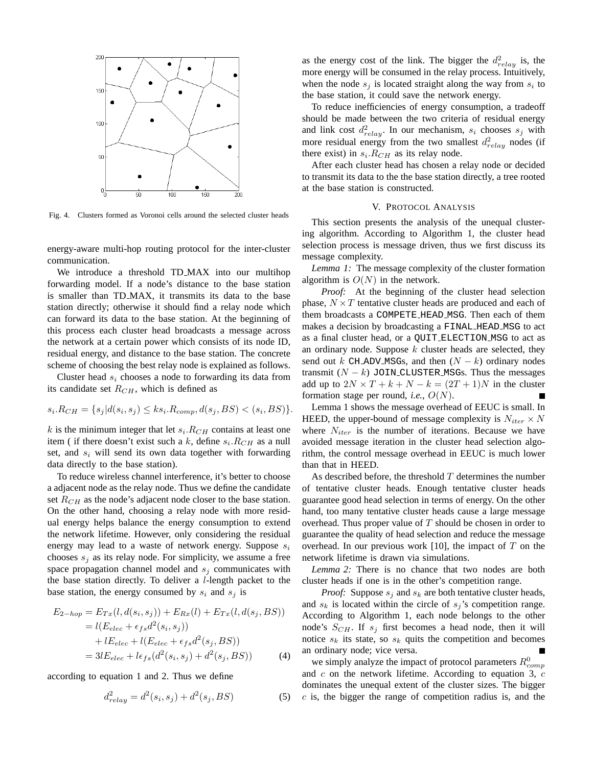Fig. 4. Clusters formed as Voronoi cells around the selected cluster heads

energy-aware multi-hop routing protocol for the inter-cluster communication.

We introduce a threshold TD_MAX into our multihop forwarding model. If a node's distance to the base station is smaller than TD_MAX, it transmits its data to the base station directly; otherwise it should find a relay node which can forward its data to the base station. At the beginning of this process each cluster head broadcasts a message across the network at a certain power which consists of its node ID, residual energy, and distance to the base station. The concrete scheme of choosing the best relay node is explained as follows.

Cluster head $s_i$ chooses a node to forwarding its data from its candidate set $R_{CH}$, which is defined as

$$s_i.R_{CH} = \{s_j | d(s_i, s_j) \leq k s_i.R_{comp}, d(s_j, BS) < (s_i, BS)\}.$$

$k$ is the minimum integer that let $s_i.R_{CH}$ contains at least one item ( if there doesn't exist such a $k$, define $s_i.R_{CH}$ as a null set, and $s_i$ will send its own data together with forwarding data directly to the base station).

To reduce wireless channel interference, it's better to choose a adjacent node as the relay node. Thus we define the candidate set $R_{CH}$ as the node's adjacent node closer to the base station. On the other hand, choosing a relay node with more residual energy helps balance the energy consumption to extend the network lifetime. However, only considering the residual energy may lead to a waste of network energy. Suppose $s_i$ chooses $s_j$ as its relay node. For simplicity, we assume a free space propagation channel model and $s_j$ communicates with the base station directly. To deliver a $l$-length packet to the base station, the energy consumed by $s_i$ and $s_j$ is

$$\begin{aligned} E_{2-hop} &= E_{Tx}(l, d(s_i, s_j)) + E_{Rx}(l) + E_{Tx}(l, d(s_j, BS)) \\ &= l(E_{elec} + \epsilon_{fs} d^2(s_i, s_j)) \\ &\quad + lE_{elec} + l(E_{elec} + \epsilon_{fs} d^2(s_j, BS)) \\ &= 3lE_{elec} + l\epsilon_{fs}(d^2(s_i, s_j) + d^2(s_j, BS)) \end{aligned} \tag{4}$$

according to equation 1 and 2. Thus we define

$$d^2_{relay} = d^2(s_i, s_j) + d^2(s_j, BS) \tag{5}$$

as the energy cost of the link. The bigger the $d^2_{relay}$ is, the more energy will be consumed in the relay process. Intuitively, when the node $s_j$ is located straight along the way from $s_i$ to the base station, it could save the network energy.

To reduce inefficiencies of energy consumption, a tradeoff should be made between the two criteria of residual energy and link cost $d^2_{relay}$. In our mechanism, $s_i$ chooses $s_j$ with more residual energy from the two smallest $d^2_{relay}$ nodes (if there exist) in $s_i.R_{CH}$ as its relay node.

After each cluster head has chosen a relay node or decided to transmit its data to the the base station directly, a tree rooted at the base station is constructed.

## V. Protocol Analysis

This section presents the analysis of the unequal clustering algorithm. According to Algorithm 1, the cluster head selection process is message driven, thus we first discuss its message complexity.

*Lemma 1:* The message complexity of the cluster formation algorithm is $O(N)$ in the network.

*Proof:* At the beginning of the cluster head selection phase, $N \times T$ tentative cluster heads are produced and each of them broadcasts a COMPETE_HEAD_MSG. Then each of them makes a decision by broadcasting a FINAL_HEAD_MSG to act as a final cluster head, or a QUIT_ELECTION_MSG to act as an ordinary node. Suppose $k$ cluster heads are selected, they send out $k$ CH_ADV_MSGs, and then $(N - k)$ ordinary nodes transmit $(N - k)$ JOIN_CLUSTER_MSGs. Thus the messages add up to $2N \times T + k + N - k = (2T + 1)N$ in the cluster formation stage per round, *i.e.*, $O(N)$. ∎

Lemma 1 shows the message overhead of EEUC is small. In HEED, the upper-bound of message complexity is $N_{iter} \times N$ where $N_{iter}$ is the number of iterations. Because we have avoided message iteration in the cluster head selection algorithm, the control message overhead in EEUC is much lower than that in HEED.

As described before, the threshold $T$ determines the number of tentative cluster heads. Enough tentative cluster heads guarantee good head selection in terms of energy. On the other hand, too many tentative cluster heads cause a large message overhead. Thus proper value of $T$ should be chosen in order to guarantee the quality of head selection and reduce the message overhead. In our previous work [10], the impact of $T$ on the network lifetime is drawn via simulations.

*Lemma 2:* There is no chance that two nodes are both cluster heads if one is in the other's competition range.

*Proof:* Suppose $s_j$ and $s_k$ are both tentative cluster heads, and $s_k$ is located within the circle of $s_j$'s competition range. According to Algorithm 1, each node belongs to the other node's $S_{CH}$. If $s_j$ first becomes a head node, then it will notice $s_k$ its state, so $s_k$ quits the competition and becomes an ordinary node; vice versa. ∎

we simply analyze the impact of protocol parameters $R^0_{comp}$ and $c$ on the network lifetime. According to equation 3, $c$ dominates the unequal extent of the cluster sizes. The bigger $c$ is, the bigger the range of competition radius is, and the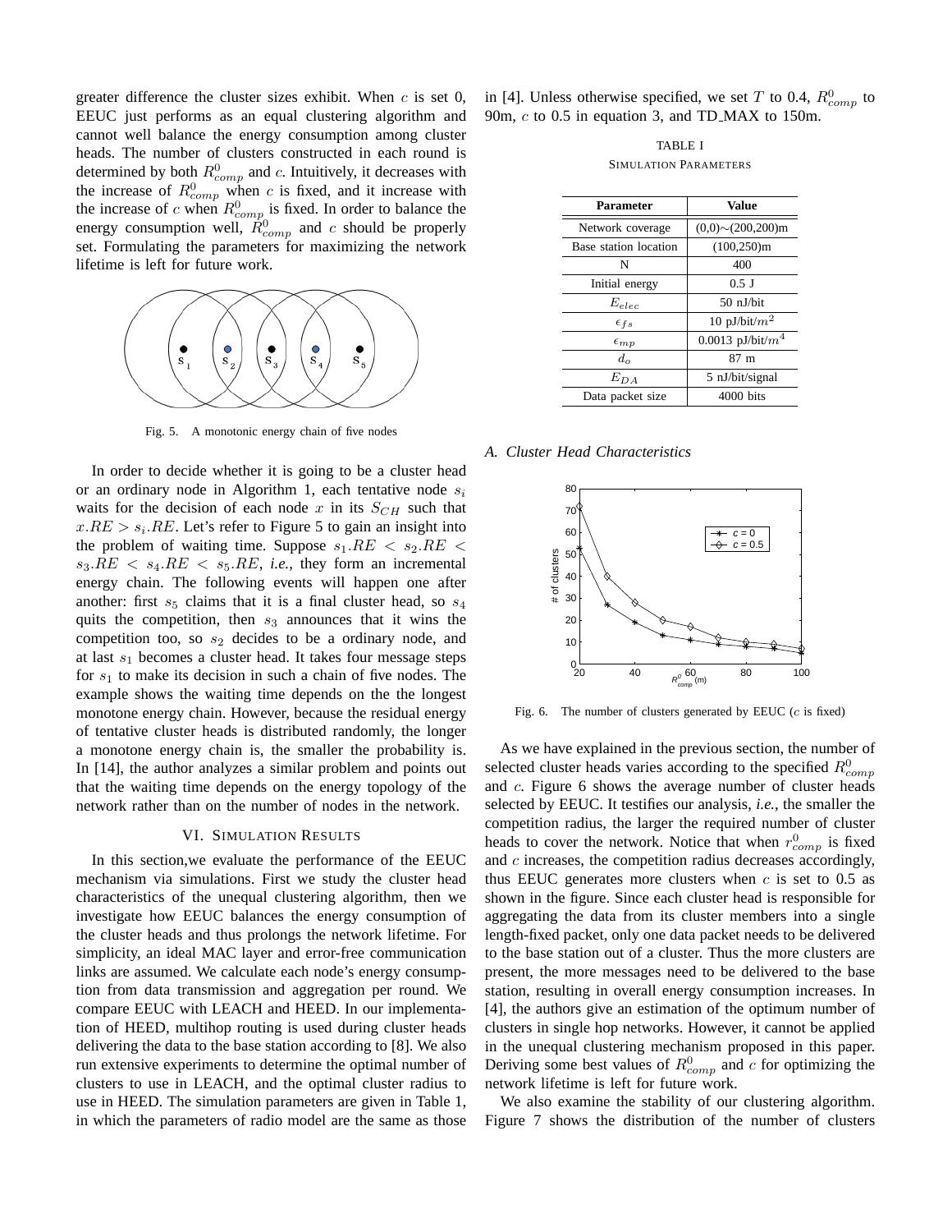greater difference the cluster sizes exhibit. When $c$ is set 0, EEUC just performs as an equal clustering algorithm and cannot well balance the energy consumption among cluster heads. The number of clusters constructed in each round is determined by both $R^0_{comp}$ and $c$. Intuitively, it decreases with the increase of $R^0_{comp}$ when $c$ is fixed, and it increase with the increase of $c$ when $R^0_{comp}$ is fixed. In order to balance the energy consumption well, $R^0_{comp}$ and $c$ should be properly set. Formulating the parameters for maximizing the network lifetime is left for future work.

Fig. 5. A monotonic energy chain of five nodes

In order to decide whether it is going to be a cluster head or an ordinary node in Algorithm 1, each tentative node $s_i$ waits for the decision of each node $x$ in its $S_{CH}$ such that $x.RE > s_i.RE$. Let's refer to Figure 5 to gain an insight into the problem of waiting time. Suppose $s_1.RE < s_2.RE < s_3.RE < s_4.RE < s_5.RE$, *i.e.*, they form an incremental energy chain. The following events will happen one after another: first $s_5$ claims that it is a final cluster head, so $s_4$ quits the competition, then $s_3$ announces that it wins the competition too, so $s_2$ decides to be a ordinary node, and at last $s_1$ becomes a cluster head. It takes four message steps for $s_1$ to make its decision in such a chain of five nodes. The example shows the waiting time depends on the the longest monotone energy chain. However, because the residual energy of tentative cluster heads is distributed randomly, the longer a monotone energy chain is, the smaller the probability is. In [14], the author analyzes a similar problem and points out that the waiting time depends on the energy topology of the network rather than on the number of nodes in the network.

## VI. Simulation Results

In this section,we evaluate the performance of the EEUC mechanism via simulations. First we study the cluster head characteristics of the unequal clustering algorithm, then we investigate how EEUC balances the energy consumption of the cluster heads and thus prolongs the network lifetime. For simplicity, an ideal MAC layer and error-free communication links are assumed. We calculate each node's energy consumption from data transmission and aggregation per round. We compare EEUC with LEACH and HEED. In our implementation of HEED, multihop routing is used during cluster heads delivering the data to the base station according to [8]. We also run extensive experiments to determine the optimal number of clusters to use in LEACH, and the optimal cluster radius to use in HEED. The simulation parameters are given in Table 1, in which the parameters of radio model are the same as those in [4]. Unless otherwise specified, we set $T$ to 0.4, $R^0_{comp}$ to 90m, $c$ to 0.5 in equation 3, and TD_MAX to 150m.

TABLE I
Simulation Parameters

| Parameter | Value |
|---|---|
| Network coverage | (0,0)∼(200,200)m |
| Base station location | (100,250)m |
| N | 400 |
| Initial energy | 0.5 J |
| $E_{elec}$ | 50 nJ/bit |
| $\epsilon_{fs}$ | 10 pJ/bit/$m^2$ |
| $\epsilon_{mp}$ | 0.0013 pJ/bit/$m^4$ |
| $d_o$ | 87 m |
| $E_{DA}$ | 5 nJ/bit/signal |
| Data packet size | 4000 bits |

### A. Cluster Head Characteristics

Fig. 6. The number of clusters generated by EEUC ($c$ is fixed)

As we have explained in the previous section, the number of selected cluster heads varies according to the specified $R^0_{comp}$ and $c$. Figure 6 shows the average number of cluster heads selected by EEUC. It testifies our analysis, *i.e.*, the smaller the competition radius, the larger the required number of cluster heads to cover the network. Notice that when $r^0_{comp}$ is fixed and $c$ increases, the competition radius decreases accordingly, thus EEUC generates more clusters when $c$ is set to 0.5 as shown in the figure. Since each cluster head is responsible for aggregating the data from its cluster members into a single length-fixed packet, only one data packet needs to be delivered to the base station out of a cluster. Thus the more clusters are present, the more messages need to be delivered to the base station, resulting in overall energy consumption increases. In [4], the authors give an estimation of the optimum number of clusters in single hop networks. However, it cannot be applied in the unequal clustering mechanism proposed in this paper. Deriving some best values of $R^0_{comp}$ and $c$ for optimizing the network lifetime is left for future work.

We also examine the stability of our clustering algorithm. Figure 7 shows the distribution of the number of clusters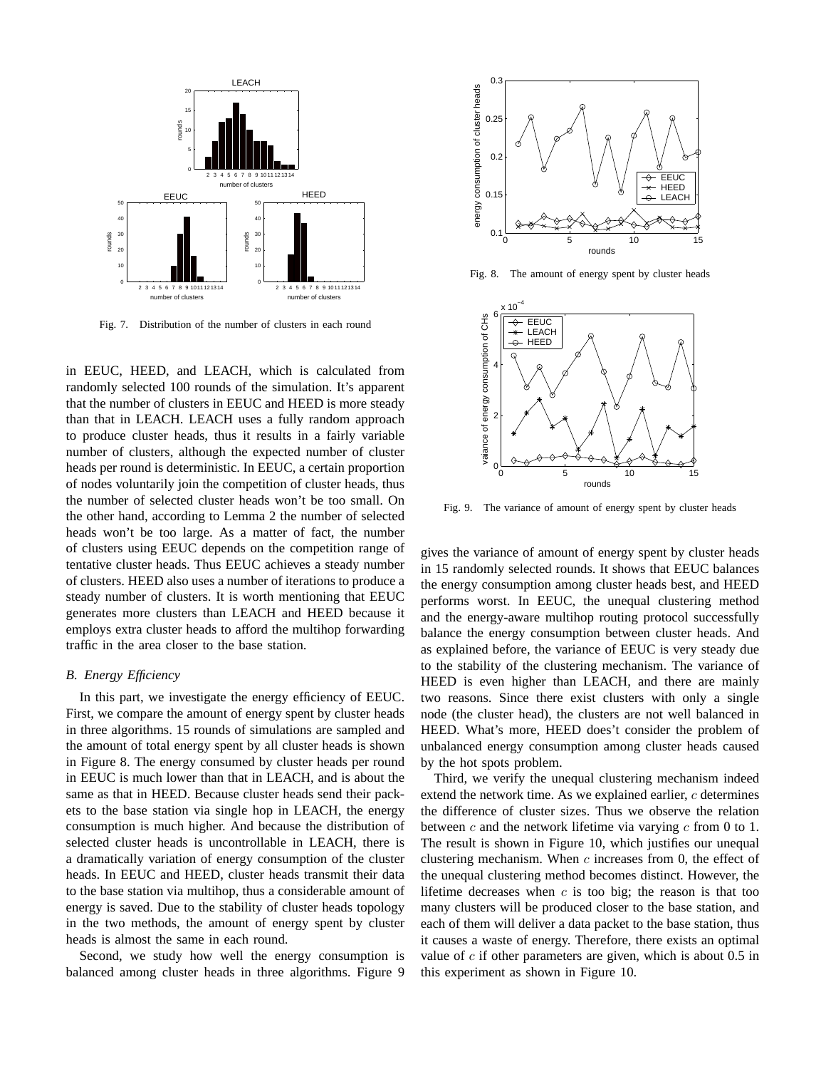Fig. 7. Distribution of the number of clusters in each round

in EEUC, HEED, and LEACH, which is calculated from randomly selected 100 rounds of the simulation. It's apparent that the number of clusters in EEUC and HEED is more steady than that in LEACH. LEACH uses a fully random approach to produce cluster heads, thus it results in a fairly variable number of clusters, although the expected number of cluster heads per round is deterministic. In EEUC, a certain proportion of nodes voluntarily join the competition of cluster heads, thus the number of selected cluster heads won't be too small. On the other hand, according to Lemma 2 the number of selected heads won't be too large. As a matter of fact, the number of clusters using EEUC depends on the competition range of tentative cluster heads. Thus EEUC achieves a steady number of clusters. HEED also uses a number of iterations to produce a steady number of clusters. It is worth mentioning that EEUC generates more clusters than LEACH and HEED because it employs extra cluster heads to afford the multihop forwarding traffic in the area closer to the base station.

### *B. Energy Efficiency*

In this part, we investigate the energy efficiency of EEUC. First, we compare the amount of energy spent by cluster heads in three algorithms. 15 rounds of simulations are sampled and the amount of total energy spent by all cluster heads is shown in Figure 8. The energy consumed by cluster heads per round in EEUC is much lower than that in LEACH, and is about the same as that in HEED. Because cluster heads send their packets to the base station via single hop in LEACH, the energy consumption is much higher. And because the distribution of selected cluster heads is uncontrollable in LEACH, there is a dramatically variation of energy consumption of the cluster heads. In EEUC and HEED, cluster heads transmit their data to the base station via multihop, thus a considerable amount of energy is saved. Due to the stability of cluster heads topology in the two methods, the amount of energy spent by cluster heads is almost the same in each round.

Second, we study how well the energy consumption is balanced among cluster heads in three algorithms. Figure 9 gives the variance of amount of energy spent by cluster heads in 15 randomly selected rounds. It shows that EEUC balances the energy consumption among cluster heads best, and HEED performs worst. In EEUC, the unequal clustering method and the energy-aware multihop routing protocol successfully balance the energy consumption between cluster heads. And as explained before, the variance of EEUC is very steady due to the stability of the clustering mechanism. The variance of HEED is even higher than LEACH, and there are mainly two reasons. Since there exist clusters with only a single node (the cluster head), the clusters are not well balanced in HEED. What's more, HEED does't consider the problem of unbalanced energy consumption among cluster heads caused by the hot spots problem.

Third, we verify the unequal clustering mechanism indeed extend the network time. As we explained earlier, $c$ determines the difference of cluster sizes. Thus we observe the relation between $c$ and the network lifetime via varying $c$ from 0 to 1. The result is shown in Figure 10, which justifies our unequal clustering mechanism. When $c$ increases from 0, the effect of the unequal clustering method becomes distinct. However, the lifetime decreases when $c$ is too big; the reason is that too many clusters will be produced closer to the base station, and each of them will deliver a data packet to the base station, thus it causes a waste of energy. Therefore, there exists an optimal value of $c$ if other parameters are given, which is about 0.5 in this experiment as shown in Figure 10.

Fig. 8. The amount of energy spent by cluster heads

Fig. 9. The variance of amount of energy spent by cluster heads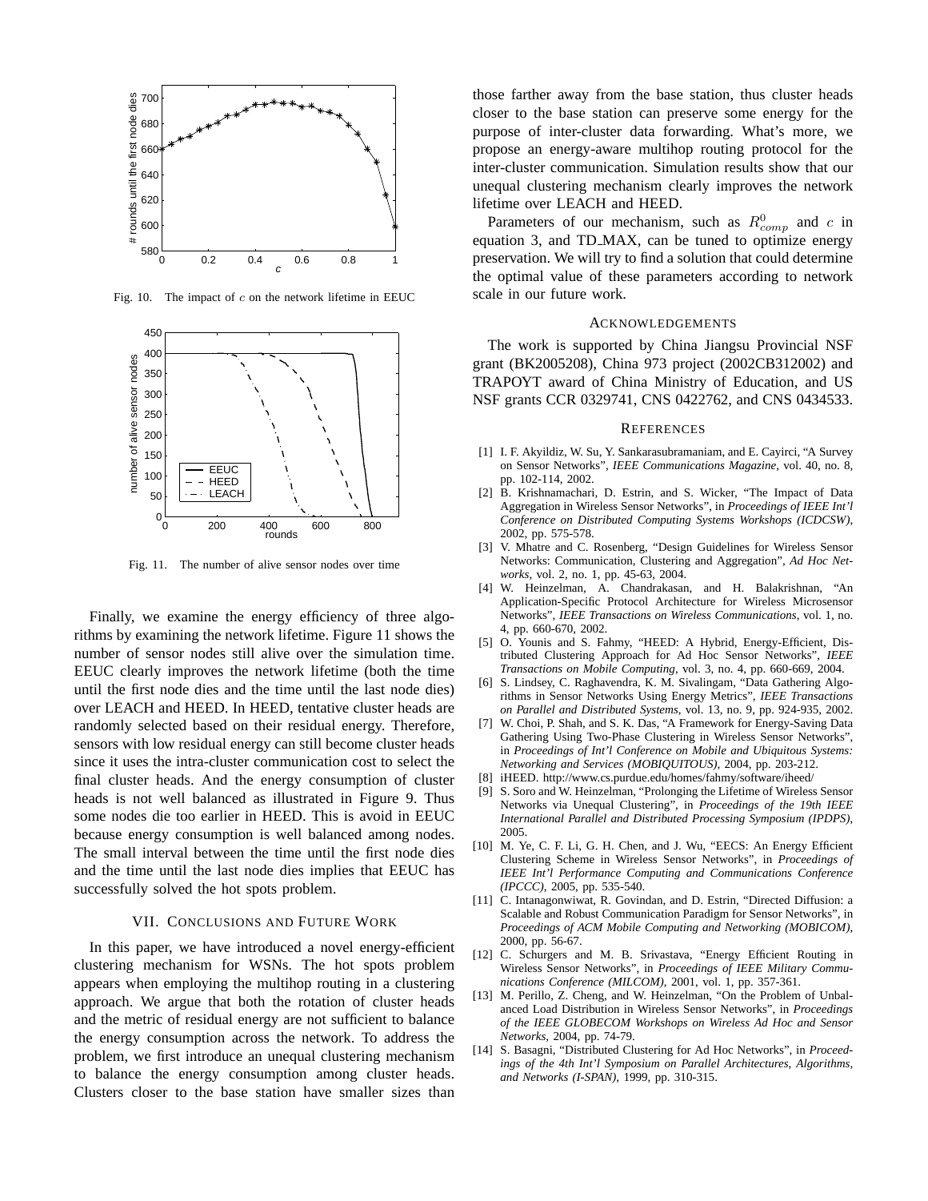# rounds until the first node dies

700
680
660
640
620
600
580

0
0.2
0.4
0.6
0.8
1

c

Fig. 10. The impact of $c$ on the network lifetime in EEUC

number of alive sensor nodes

450
400
350
300
250
200
150
100
50
0

0
200
400
600
800

rounds

EEUC
HEED
LEACH

Fig. 11. The number of alive sensor nodes over time

Finally, we examine the energy efficiency of three algorithms by examining the network lifetime. Figure 11 shows the number of sensor nodes still alive over the simulation time. EEUC clearly improves the network lifetime (both the time until the first node dies and the time until the last node dies) over LEACH and HEED. In HEED, tentative cluster heads are randomly selected based on their residual energy. Therefore, sensors with low residual energy can still become cluster heads since it uses the intra-cluster communication cost to select the final cluster heads. And the energy consumption of cluster heads is not well balanced as illustrated in Figure 9. Thus some nodes die too earlier in HEED. This is avoid in EEUC because energy consumption is well balanced among nodes. The small interval between the time until the first node dies and the time until the last node dies implies that EEUC has successfully solved the hot spots problem.

## VII. Conclusions and Future Work

In this paper, we have introduced a novel energy-efficient clustering mechanism for WSNs. The hot spots problem appears when employing the multihop routing in a clustering approach. We argue that both the rotation of cluster heads and the metric of residual energy are not sufficient to balance the energy consumption across the network. To address the problem, we first introduce an unequal clustering mechanism to balance the energy consumption among cluster heads. Clusters closer to the base station have smaller sizes than those farther away from the base station, thus cluster heads closer to the base station can preserve some energy for the purpose of inter-cluster data forwarding. What's more, we propose an energy-aware multihop routing protocol for the inter-cluster communication. Simulation results show that our unequal clustering mechanism clearly improves the network lifetime over LEACH and HEED.

Parameters of our mechanism, such as $R^0_{comp}$ and $c$ in equation 3, and TD_MAX, can be tuned to optimize energy preservation. We will try to find a solution that could determine the optimal value of these parameters according to network scale in our future work.

## Acknowledgements

The work is supported by China Jiangsu Provincial NSF grant (BK2005208), China 973 project (2002CB312002) and TRAPOYT award of China Ministry of Education, and US NSF grants CCR 0329741, CNS 0422762, and CNS 0434533.

## References

[1] I. F. Akyildiz, W. Su, Y. Sankarasubramaniam, and E. Cayirci, "A Survey on Sensor Networks", *IEEE Communications Magazine*, vol. 40, no. 8, pp. 102-114, 2002.

[2] B. Krishnamachari, D. Estrin, and S. Wicker, "The Impact of Data Aggregation in Wireless Sensor Networks", in *Proceedings of IEEE Int'l Conference on Distributed Computing Systems Workshops (ICDCSW)*, 2002, pp. 575-578.

[3] V. Mhatre and C. Rosenberg, "Design Guidelines for Wireless Sensor Networks: Communication, Clustering and Aggregation", *Ad Hoc Networks*, vol. 2, no. 1, pp. 45-63, 2004.

[4] W. Heinzelman, A. Chandrakasan, and H. Balakrishnan, "An Application-Specific Protocol Architecture for Wireless Microsensor Networks", *IEEE Transactions on Wireless Communications*, vol. 1, no. 4, pp. 660-670, 2002.

[5] O. Younis and S. Fahmy, "HEED: A Hybrid, Energy-Efficient, Distributed Clustering Approach for Ad Hoc Sensor Networks", *IEEE Transactions on Mobile Computing*, vol. 3, no. 4, pp. 660-669, 2004.

[6] S. Lindsey, C. Raghavendra, K. M. Sivalingam, "Data Gathering Algorithms in Sensor Networks Using Energy Metrics", *IEEE Transactions on Parallel and Distributed Systems*, vol. 13, no. 9, pp. 924-935, 2002.

[7] W. Choi, P. Shah, and S. K. Das, "A Framework for Energy-Saving Data Gathering Using Two-Phase Clustering in Wireless Sensor Networks", in *Proceedings of Int'l Conference on Mobile and Ubiquitous Systems: Networking and Services (MOBIQUITOUS)*, 2004, pp. 203-212.

[8] iHEED. http://www.cs.purdue.edu/homes/fahmy/software/iheed/

[9] S. Soro and W. Heinzelman, "Prolonging the Lifetime of Wireless Sensor Networks via Unequal Clustering", in *Proceedings of the 19th IEEE International Parallel and Distributed Processing Symposium (IPDPS)*, 2005.

[10] M. Ye, C. F. Li, G. H. Chen, and J. Wu, "EECS: An Energy Efficient Clustering Scheme in Wireless Sensor Networks", in *Proceedings of IEEE Int'l Performance Computing and Communications Conference (IPCCC)*, 2005, pp. 535-540.

[11] C. Intanagonwiwat, R. Govindan, and D. Estrin, "Directed Diffusion: a Scalable and Robust Communication Paradigm for Sensor Networks", in *Proceedings of ACM Mobile Computing and Networking (MOBICOM)*, 2000, pp. 56-67.

[12] C. Schurgers and M. B. Srivastava, "Energy Efficient Routing in Wireless Sensor Networks", in *Proceedings of IEEE Military Communications Conference (MILCOM)*, 2001, vol. 1, pp. 357-361.

[13] M. Perillo, Z. Cheng, and W. Heinzelman, "On the Problem of Unbalanced Load Distribution in Wireless Sensor Networks", in *Proceedings of the IEEE GLOBECOM Workshops on Wireless Ad Hoc and Sensor Networks*, 2004, pp. 74-79.

[14] S. Basagni, "Distributed Clustering for Ad Hoc Networks", in *Proceedings of the 4th Int'l Symposium on Parallel Architectures, Algorithms, and Networks (I-SPAN)*, 1999, pp. 310-315.